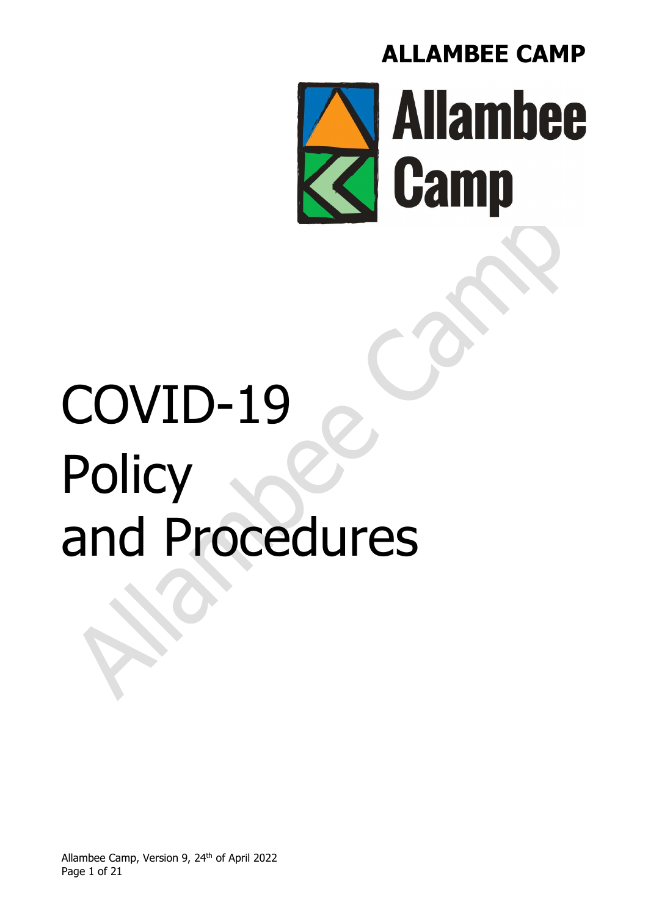**ALLAMBEE CAMP**

Allambee Camp

# COVID-19 Policy and Procedures

Allambee Camp, Version 9, 24th of April 2022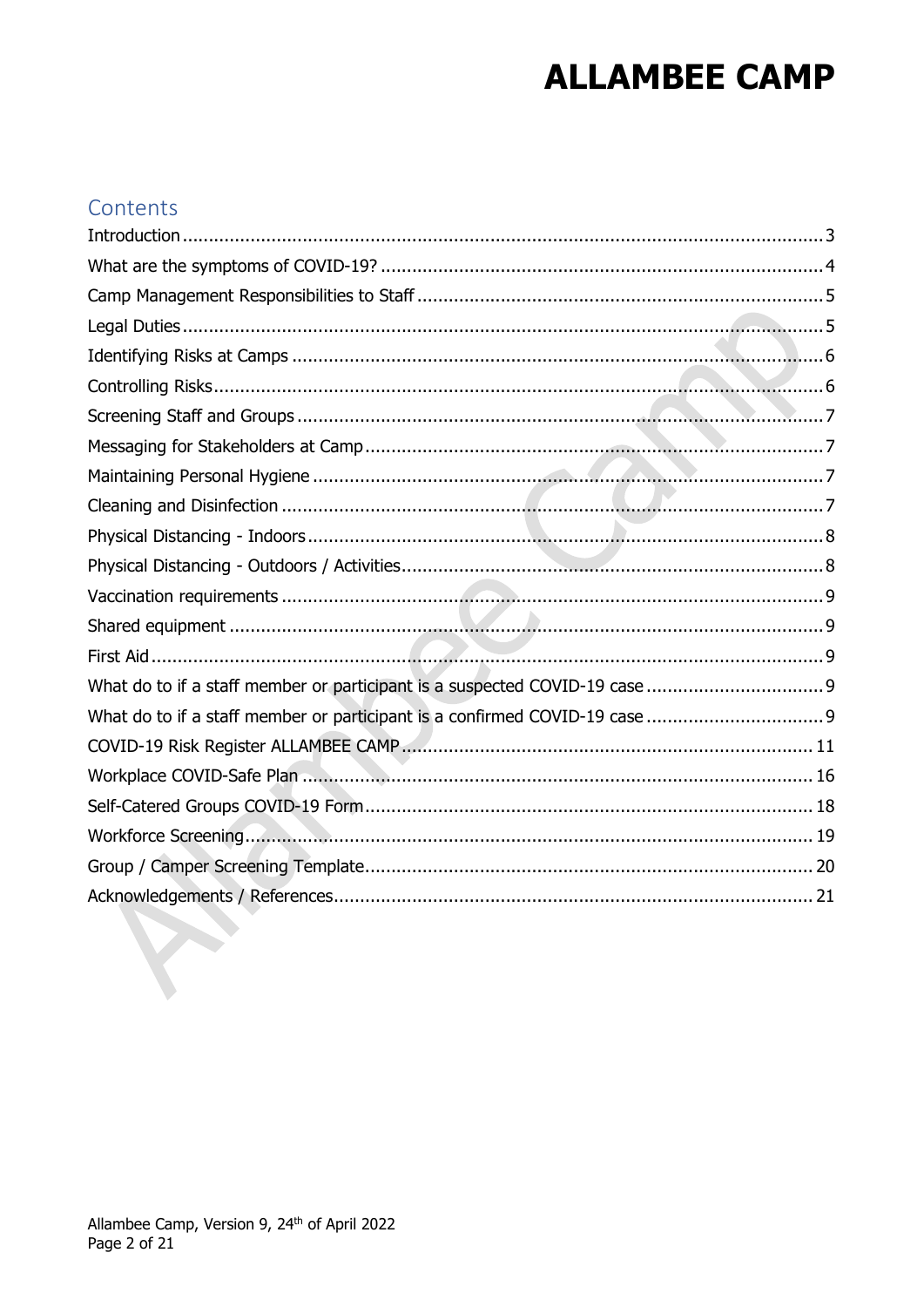## Contents

| | |
|---|---|
| Introduction | 3 |
| What are the symptoms of COVID-19? | 4 |
| Camp Management Responsibilities to Staff | 5 |
| Legal Duties | 5 |
| Identifying Risks at Camps | 6 |
| Controlling Risks | 6 |
| Screening Staff and Groups | 7 |
| Messaging for Stakeholders at Camp | 7 |
| Maintaining Personal Hygiene | 7 |
| Cleaning and Disinfection | 7 |
| Physical Distancing - Indoors | 8 |
| Physical Distancing - Outdoors / Activities | 8 |
| Vaccination requirements | 9 |
| Shared equipment | 9 |
| First Aid | 9 |
| What do to if a staff member or participant is a suspected COVID-19 case | 9 |
| What do to if a staff member or participant is a confirmed COVID-19 case | 9 |
| COVID-19 Risk Register ALLAMBEE CAMP | 11 |
| Workplace COVID-Safe Plan | 16 |
| Self-Catered Groups COVID-19 Form | 18 |
| Workforce Screening | 19 |
| Group / Camper Screening Template | 20 |
| Acknowledgements / References | 21 |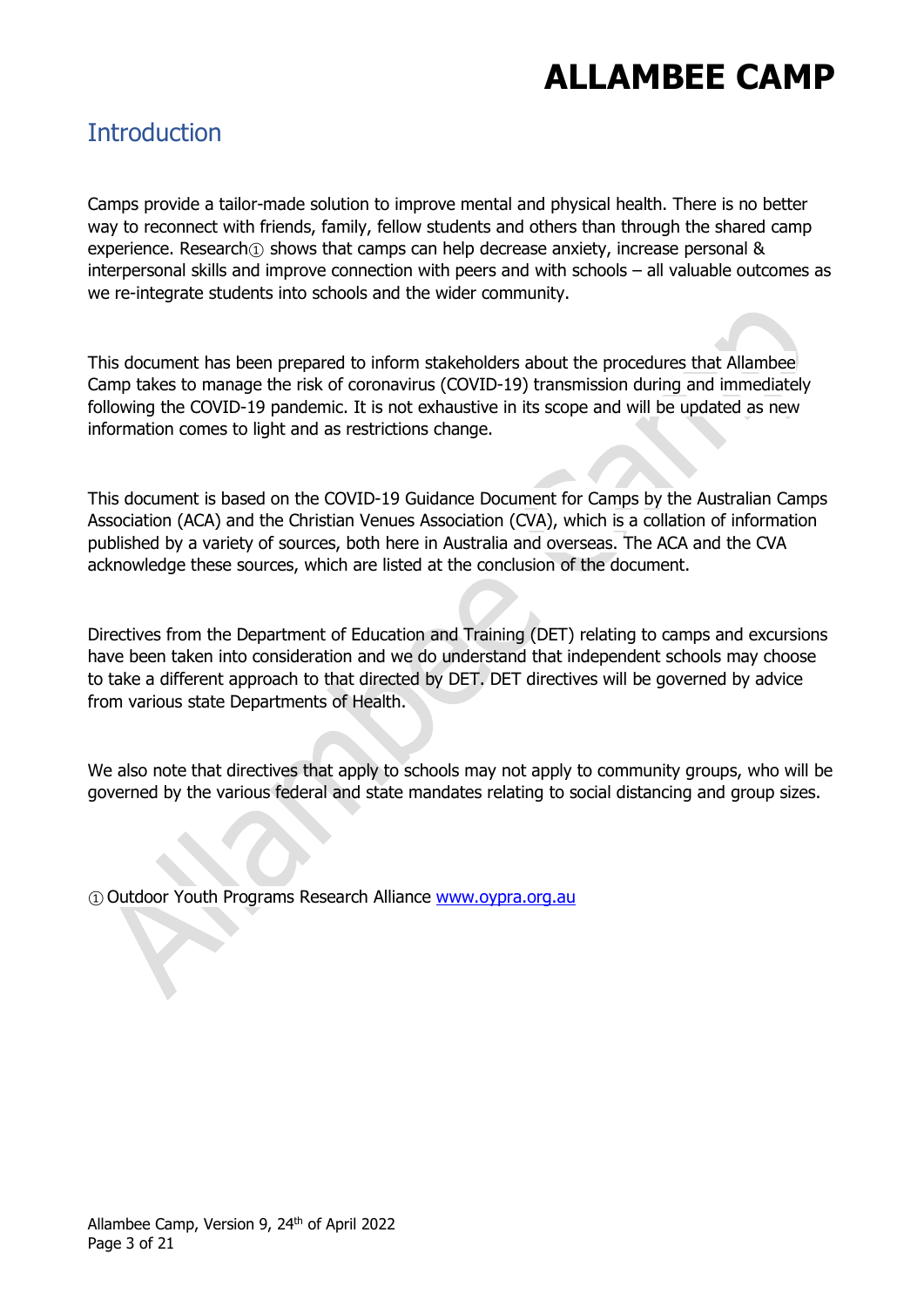## Introduction

Camps provide a tailor-made solution to improve mental and physical health. There is no better way to reconnect with friends, family, fellow students and others than through the shared camp experience. Research① shows that camps can help decrease anxiety, increase personal & interpersonal skills and improve connection with peers and with schools – all valuable outcomes as we re-integrate students into schools and the wider community.

This document has been prepared to inform stakeholders about the procedures that Allambee Camp takes to manage the risk of coronavirus (COVID-19) transmission during and immediately following the COVID-19 pandemic. It is not exhaustive in its scope and will be updated as new information comes to light and as restrictions change.

This document is based on the COVID-19 Guidance Document for Camps by the Australian Camps Association (ACA) and the Christian Venues Association (CVA), which is a collation of information published by a variety of sources, both here in Australia and overseas. The ACA and the CVA acknowledge these sources, which are listed at the conclusion of the document.

Directives from the Department of Education and Training (DET) relating to camps and excursions have been taken into consideration and we do understand that independent schools may choose to take a different approach to that directed by DET. DET directives will be governed by advice from various state Departments of Health.

We also note that directives that apply to schools may not apply to community groups, who will be governed by the various federal and state mandates relating to social distancing and group sizes.

① Outdoor Youth Programs Research Alliance www.oypra.org.au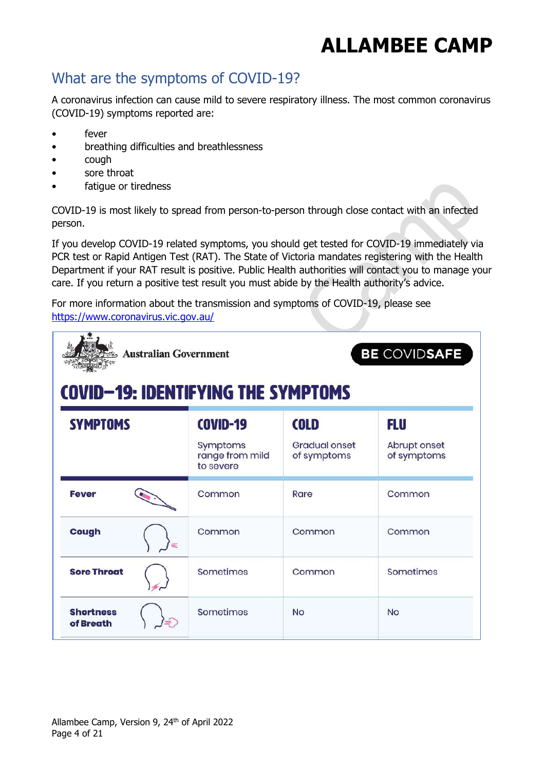## What are the symptoms of COVID-19?

A coronavirus infection can cause mild to severe respiratory illness. The most common coronavirus (COVID-19) symptoms reported are:

- fever
- breathing difficulties and breathlessness
- cough
- sore throat
- fatigue or tiredness

COVID-19 is most likely to spread from person-to-person through close contact with an infected person.

If you develop COVID-19 related symptoms, you should get tested for COVID-19 immediately via PCR test or Rapid Antigen Test (RAT). The State of Victoria mandates registering with the Health Department if your RAT result is positive. Public Health authorities will contact you to manage your care. If you return a positive test result you must abide by the Health authority's advice.

For more information about the transmission and symptoms of COVID-19, please see https://www.coronavirus.vic.gov.au/

Australian Government

BE COVIDSAFE

### COVID–19: IDENTIFYING THE SYMPTOMS

| SYMPTOMS | COVID-19<br>Symptoms range from mild to severe | COLD<br>Gradual onset of symptoms | FLU<br>Abrupt onset of symptoms |
|---|---|---|---|
| **Fever** | Common | Rare | Common |
| **Cough** | Common | Common | Common |
| **Sore Throat** | Sometimes | Common | Sometimes |
| **Shortness of Breath** | Sometimes | No | No |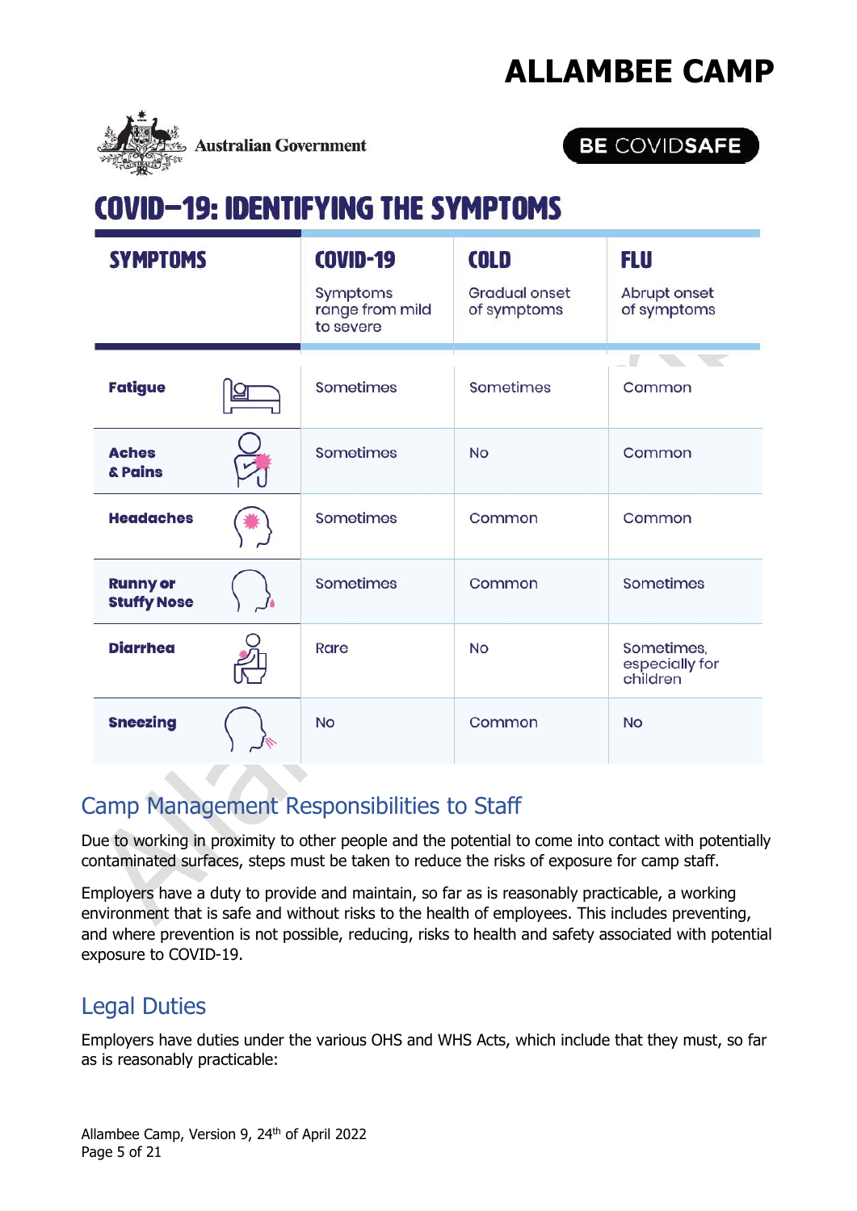Australian Government

BE COVIDSAFE

# COVID–19: IDENTIFYING THE SYMPTOMS

| SYMPTOMS | COVID-19<br>Symptoms range from mild to severe | COLD<br>Gradual onset of symptoms | FLU<br>Abrupt onset of symptoms |
|---|---|---|---|
| **Fatigue** | Sometimes | Sometimes | Common |
| **Aches & Pains** | Sometimes | No | Common |
| **Headaches** | Sometimes | Common | Common |
| **Runny or Stuffy Nose** | Sometimes | Common | Sometimes |
| **Diarrhea** | Rare | No | Sometimes, especially for children |
| **Sneezing** | No | Common | No |

## Camp Management Responsibilities to Staff

Due to working in proximity to other people and the potential to come into contact with potentially contaminated surfaces, steps must be taken to reduce the risks of exposure for camp staff.

Employers have a duty to provide and maintain, so far as is reasonably practicable, a working environment that is safe and without risks to the health of employees. This includes preventing, and where prevention is not possible, reducing, risks to health and safety associated with potential exposure to COVID-19.

## Legal Duties

Employers have duties under the various OHS and WHS Acts, which include that they must, so far as is reasonably practicable: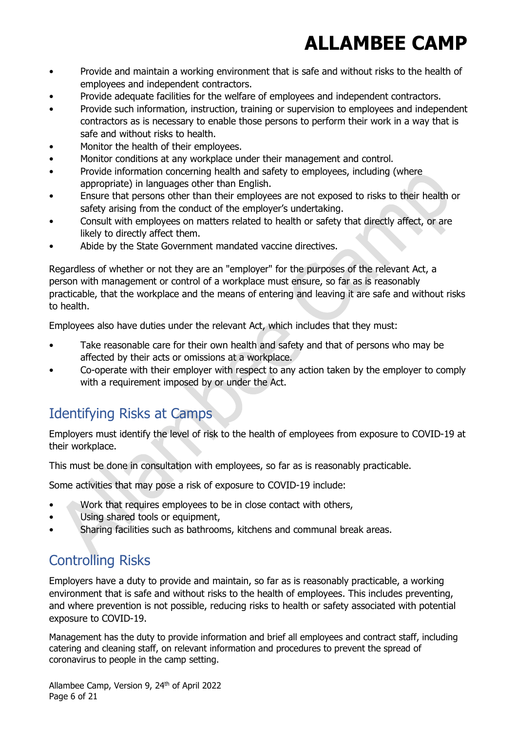- Provide and maintain a working environment that is safe and without risks to the health of employees and independent contractors.
- Provide adequate facilities for the welfare of employees and independent contractors.
- Provide such information, instruction, training or supervision to employees and independent contractors as is necessary to enable those persons to perform their work in a way that is safe and without risks to health.
- Monitor the health of their employees.
- Monitor conditions at any workplace under their management and control.
- Provide information concerning health and safety to employees, including (where appropriate) in languages other than English.
- Ensure that persons other than their employees are not exposed to risks to their health or safety arising from the conduct of the employer's undertaking.
- Consult with employees on matters related to health or safety that directly affect, or are likely to directly affect them.
- Abide by the State Government mandated vaccine directives.

Regardless of whether or not they are an "employer" for the purposes of the relevant Act, a person with management or control of a workplace must ensure, so far as is reasonably practicable, that the workplace and the means of entering and leaving it are safe and without risks to health.

Employees also have duties under the relevant Act, which includes that they must:

- Take reasonable care for their own health and safety and that of persons who may be affected by their acts or omissions at a workplace.
- Co-operate with their employer with respect to any action taken by the employer to comply with a requirement imposed by or under the Act.

## Identifying Risks at Camps

Employers must identify the level of risk to the health of employees from exposure to COVID-19 at their workplace.

This must be done in consultation with employees, so far as is reasonably practicable.

Some activities that may pose a risk of exposure to COVID-19 include:

- Work that requires employees to be in close contact with others,
- Using shared tools or equipment,
- Sharing facilities such as bathrooms, kitchens and communal break areas.

## Controlling Risks

Employers have a duty to provide and maintain, so far as is reasonably practicable, a working environment that is safe and without risks to the health of employees. This includes preventing, and where prevention is not possible, reducing risks to health or safety associated with potential exposure to COVID-19.

Management has the duty to provide information and brief all employees and contract staff, including catering and cleaning staff, on relevant information and procedures to prevent the spread of coronavirus to people in the camp setting.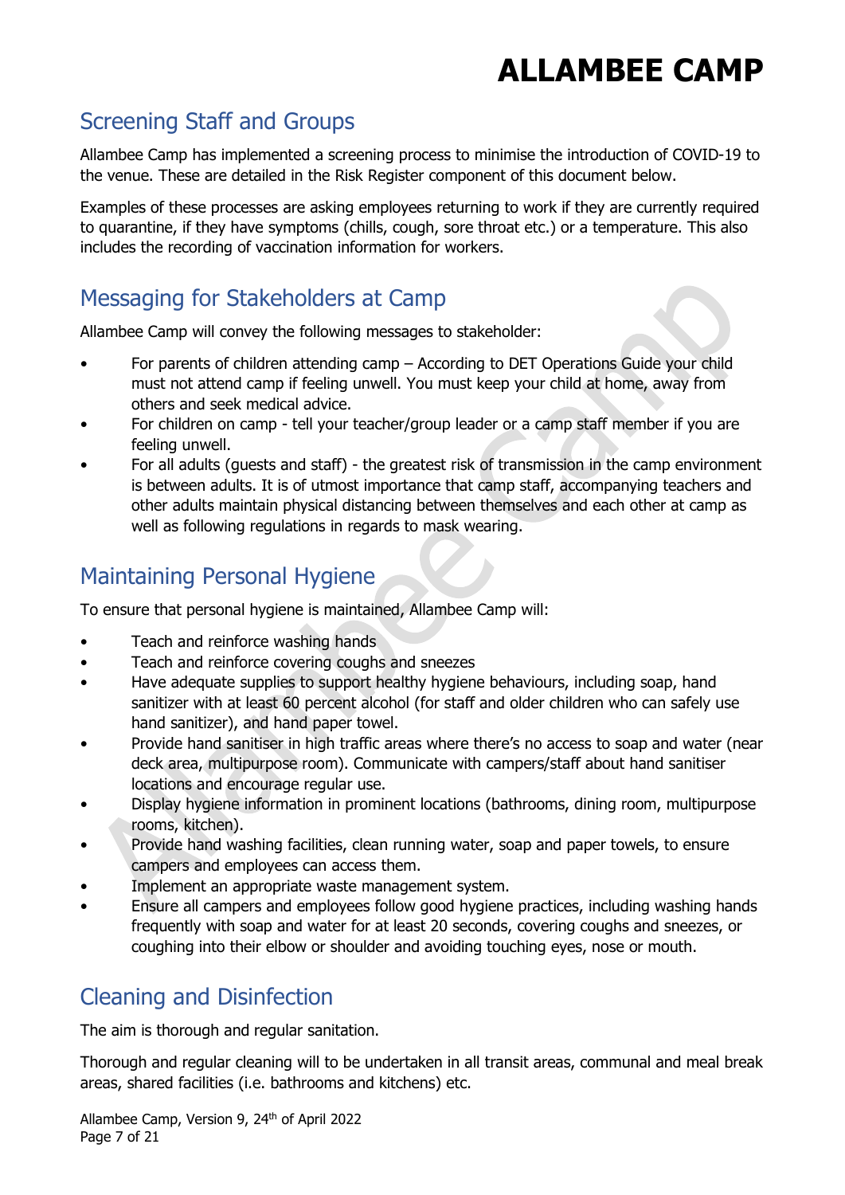## Screening Staff and Groups

Allambee Camp has implemented a screening process to minimise the introduction of COVID-19 to the venue. These are detailed in the Risk Register component of this document below.

Examples of these processes are asking employees returning to work if they are currently required to quarantine, if they have symptoms (chills, cough, sore throat etc.) or a temperature. This also includes the recording of vaccination information for workers.

## Messaging for Stakeholders at Camp

Allambee Camp will convey the following messages to stakeholder:

- For parents of children attending camp – According to DET Operations Guide your child must not attend camp if feeling unwell. You must keep your child at home, away from others and seek medical advice.
- For children on camp - tell your teacher/group leader or a camp staff member if you are feeling unwell.
- For all adults (guests and staff) - the greatest risk of transmission in the camp environment is between adults. It is of utmost importance that camp staff, accompanying teachers and other adults maintain physical distancing between themselves and each other at camp as well as following regulations in regards to mask wearing.

## Maintaining Personal Hygiene

To ensure that personal hygiene is maintained, Allambee Camp will:

- Teach and reinforce washing hands
- Teach and reinforce covering coughs and sneezes
- Have adequate supplies to support healthy hygiene behaviours, including soap, hand sanitizer with at least 60 percent alcohol (for staff and older children who can safely use hand sanitizer), and hand paper towel.
- Provide hand sanitiser in high traffic areas where there's no access to soap and water (near deck area, multipurpose room). Communicate with campers/staff about hand sanitiser locations and encourage regular use.
- Display hygiene information in prominent locations (bathrooms, dining room, multipurpose rooms, kitchen).
- Provide hand washing facilities, clean running water, soap and paper towels, to ensure campers and employees can access them.
- Implement an appropriate waste management system.
- Ensure all campers and employees follow good hygiene practices, including washing hands frequently with soap and water for at least 20 seconds, covering coughs and sneezes, or coughing into their elbow or shoulder and avoiding touching eyes, nose or mouth.

## Cleaning and Disinfection

The aim is thorough and regular sanitation.

Thorough and regular cleaning will to be undertaken in all transit areas, communal and meal break areas, shared facilities (i.e. bathrooms and kitchens) etc.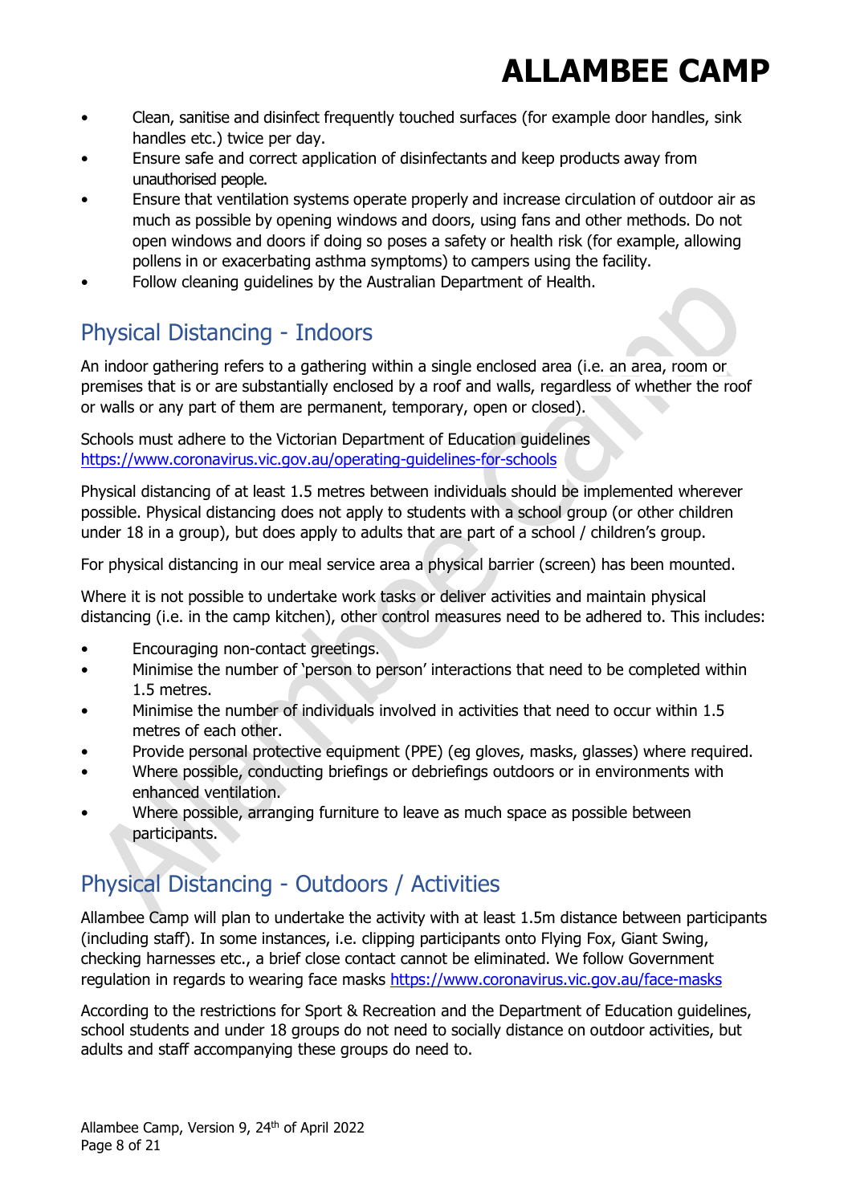- Clean, sanitise and disinfect frequently touched surfaces (for example door handles, sink handles etc.) twice per day.
- Ensure safe and correct application of disinfectants and keep products away from unauthorised people.
- Ensure that ventilation systems operate properly and increase circulation of outdoor air as much as possible by opening windows and doors, using fans and other methods. Do not open windows and doors if doing so poses a safety or health risk (for example, allowing pollens in or exacerbating asthma symptoms) to campers using the facility.
- Follow cleaning guidelines by the Australian Department of Health.

## Physical Distancing - Indoors

An indoor gathering refers to a gathering within a single enclosed area (i.e. an area, room or premises that is or are substantially enclosed by a roof and walls, regardless of whether the roof or walls or any part of them are permanent, temporary, open or closed).

Schools must adhere to the Victorian Department of Education guidelines https://www.coronavirus.vic.gov.au/operating-guidelines-for-schools

Physical distancing of at least 1.5 metres between individuals should be implemented wherever possible. Physical distancing does not apply to students with a school group (or other children under 18 in a group), but does apply to adults that are part of a school / children's group.

For physical distancing in our meal service area a physical barrier (screen) has been mounted.

Where it is not possible to undertake work tasks or deliver activities and maintain physical distancing (i.e. in the camp kitchen), other control measures need to be adhered to. This includes:

- Encouraging non-contact greetings.
- Minimise the number of 'person to person' interactions that need to be completed within 1.5 metres.
- Minimise the number of individuals involved in activities that need to occur within 1.5 metres of each other.
- Provide personal protective equipment (PPE) (eg gloves, masks, glasses) where required.
- Where possible, conducting briefings or debriefings outdoors or in environments with enhanced ventilation.
- Where possible, arranging furniture to leave as much space as possible between participants.

## Physical Distancing - Outdoors / Activities

Allambee Camp will plan to undertake the activity with at least 1.5m distance between participants (including staff). In some instances, i.e. clipping participants onto Flying Fox, Giant Swing, checking harnesses etc., a brief close contact cannot be eliminated. We follow Government regulation in regards to wearing face masks https://www.coronavirus.vic.gov.au/face-masks

According to the restrictions for Sport & Recreation and the Department of Education guidelines, school students and under 18 groups do not need to socially distance on outdoor activities, but adults and staff accompanying these groups do need to.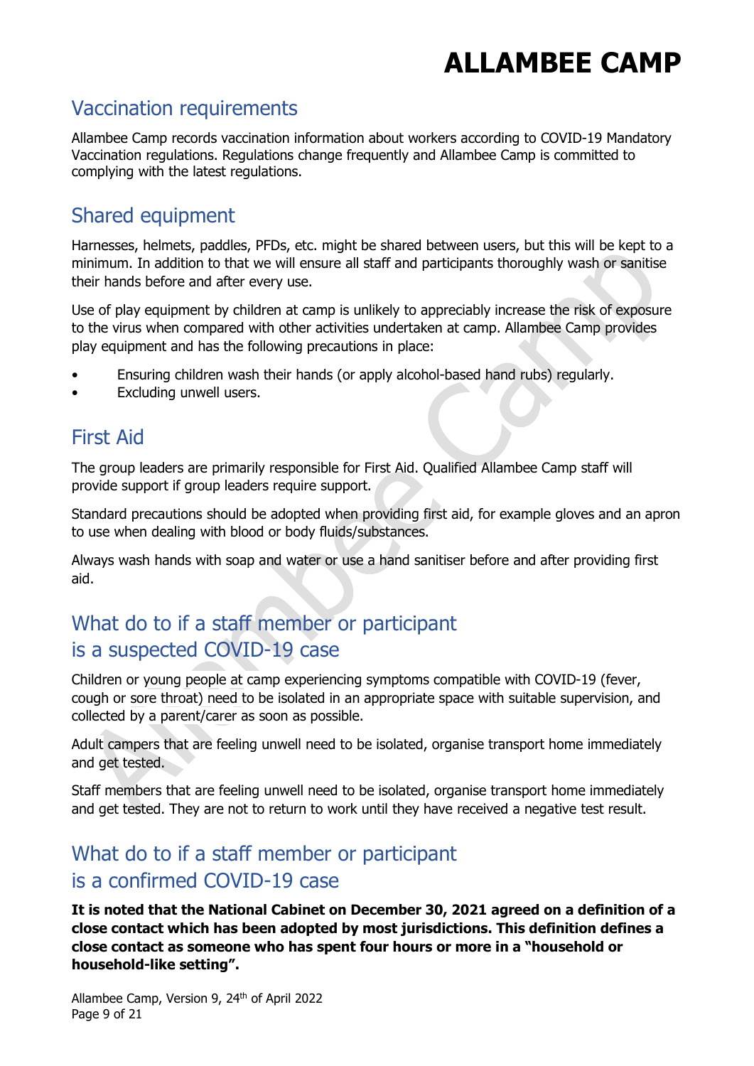## Vaccination requirements

Allambee Camp records vaccination information about workers according to COVID-19 Mandatory Vaccination regulations. Regulations change frequently and Allambee Camp is committed to complying with the latest regulations.

## Shared equipment

Harnesses, helmets, paddles, PFDs, etc. might be shared between users, but this will be kept to a minimum. In addition to that we will ensure all staff and participants thoroughly wash or sanitise their hands before and after every use.

Use of play equipment by children at camp is unlikely to appreciably increase the risk of exposure to the virus when compared with other activities undertaken at camp. Allambee Camp provides play equipment and has the following precautions in place:

- Ensuring children wash their hands (or apply alcohol-based hand rubs) regularly.
- Excluding unwell users.

## First Aid

The group leaders are primarily responsible for First Aid. Qualified Allambee Camp staff will provide support if group leaders require support.

Standard precautions should be adopted when providing first aid, for example gloves and an apron to use when dealing with blood or body fluids/substances.

Always wash hands with soap and water or use a hand sanitiser before and after providing first aid.

## What do to if a staff member or participant is a suspected COVID-19 case

Children or young people at camp experiencing symptoms compatible with COVID-19 (fever, cough or sore throat) need to be isolated in an appropriate space with suitable supervision, and collected by a parent/carer as soon as possible.

Adult campers that are feeling unwell need to be isolated, organise transport home immediately and get tested.

Staff members that are feeling unwell need to be isolated, organise transport home immediately and get tested. They are not to return to work until they have received a negative test result.

## What do to if a staff member or participant is a confirmed COVID-19 case

**It is noted that the National Cabinet on December 30, 2021 agreed on a definition of a close contact which has been adopted by most jurisdictions. This definition defines a close contact as someone who has spent four hours or more in a "household or household-like setting".**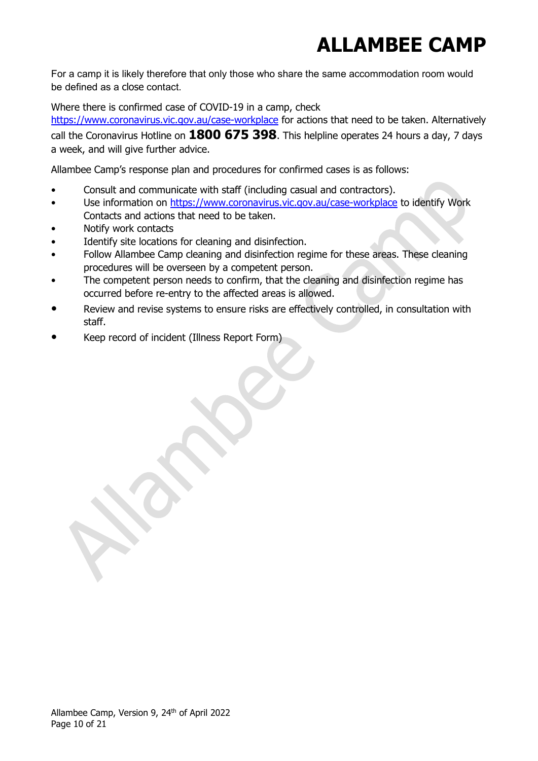For a camp it is likely therefore that only those who share the same accommodation room would be defined as a close contact.

Where there is confirmed case of COVID-19 in a camp, check https://www.coronavirus.vic.gov.au/case-workplace for actions that need to be taken. Alternatively call the Coronavirus Hotline on **1800 675 398**. This helpline operates 24 hours a day, 7 days a week, and will give further advice.

Allambee Camp's response plan and procedures for confirmed cases is as follows:

- Consult and communicate with staff (including casual and contractors).
- Use information on https://www.coronavirus.vic.gov.au/case-workplace to identify Work Contacts and actions that need to be taken.
- Notify work contacts
- Identify site locations for cleaning and disinfection.
- Follow Allambee Camp cleaning and disinfection regime for these areas. These cleaning procedures will be overseen by a competent person.
- The competent person needs to confirm, that the cleaning and disinfection regime has occurred before re-entry to the affected areas is allowed.
- Review and revise systems to ensure risks are effectively controlled, in consultation with staff.
- Keep record of incident (Illness Report Form)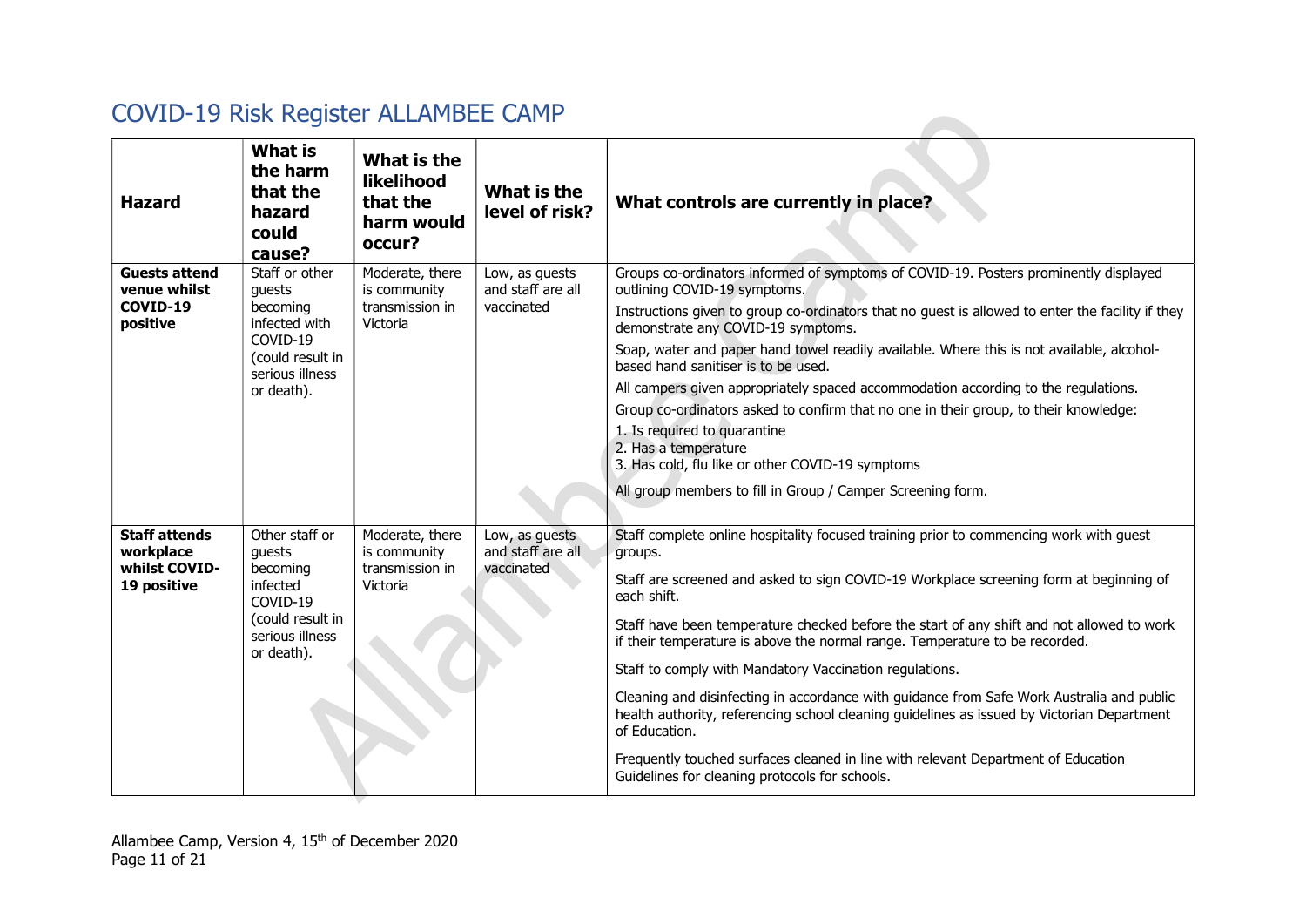## COVID-19 Risk Register ALLAMBEE CAMP

| Hazard | What is the harm that the hazard could cause? | What is the likelihood that the harm would occur? | What is the level of risk? | What controls are currently in place? |
|---|---|---|---|---|
| **Guests attend venue whilst COVID-19 positive** | Staff or other guests becoming infected with COVID-19 (could result in serious illness or death). | Moderate, there is community transmission in Victoria | Low, as guests and staff are all vaccinated | Groups co-ordinators informed of symptoms of COVID-19. Posters prominently displayed outlining COVID-19 symptoms.<br><br>Instructions given to group co-ordinators that no guest is allowed to enter the facility if they demonstrate any COVID-19 symptoms.<br><br>Soap, water and paper hand towel readily available. Where this is not available, alcohol-based hand sanitiser is to be used.<br><br>All campers given appropriately spaced accommodation according to the regulations.<br><br>Group co-ordinators asked to confirm that no one in their group, to their knowledge:<br>1. Is required to quarantine<br>2. Has a temperature<br>3. Has cold, flu like or other COVID-19 symptoms<br><br>All group members to fill in Group / Camper Screening form. |
| **Staff attends workplace whilst COVID-19 positive** | Other staff or guests becoming infected COVID-19 (could result in serious illness or death). | Moderate, there is community transmission in Victoria | Low, as guests and staff are all vaccinated | Staff complete online hospitality focused training prior to commencing work with guest groups.<br><br>Staff are screened and asked to sign COVID-19 Workplace screening form at beginning of each shift.<br><br>Staff have been temperature checked before the start of any shift and not allowed to work if their temperature is above the normal range. Temperature to be recorded.<br><br>Staff to comply with Mandatory Vaccination regulations.<br><br>Cleaning and disinfecting in accordance with guidance from Safe Work Australia and public health authority, referencing school cleaning guidelines as issued by Victorian Department of Education.<br><br>Frequently touched surfaces cleaned in line with relevant Department of Education Guidelines for cleaning protocols for schools. |

Allambee Camp, Version 4, 15th of December 2020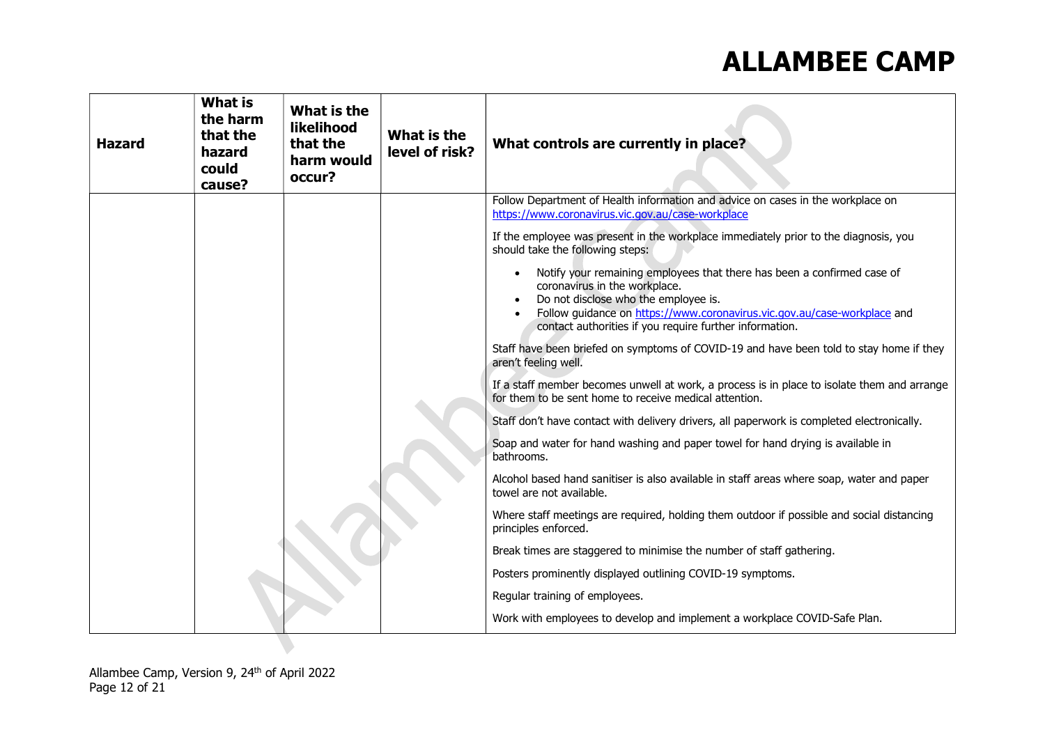| Hazard | What is the harm that the hazard could cause? | What is the likelihood that the harm would occur? | What is the level of risk? | What controls are currently in place? |
|---|---|---|---|---|
| | | | | Follow Department of Health information and advice on cases in the workplace on https://www.coronavirus.vic.gov.au/case-workplace<br><br>If the employee was present in the workplace immediately prior to the diagnosis, you should take the following steps:<br><br>• Notify your remaining employees that there has been a confirmed case of coronavirus in the workplace.<br>• Do not disclose who the employee is.<br>• Follow guidance on https://www.coronavirus.vic.gov.au/case-workplace and contact authorities if you require further information.<br><br>Staff have been briefed on symptoms of COVID-19 and have been told to stay home if they aren't feeling well.<br><br>If a staff member becomes unwell at work, a process is in place to isolate them and arrange for them to be sent home to receive medical attention.<br><br>Staff don't have contact with delivery drivers, all paperwork is completed electronically.<br><br>Soap and water for hand washing and paper towel for hand drying is available in bathrooms.<br><br>Alcohol based hand sanitiser is also available in staff areas where soap, water and paper towel are not available.<br><br>Where staff meetings are required, holding them outdoor if possible and social distancing principles enforced.<br><br>Break times are staggered to minimise the number of staff gathering.<br><br>Posters prominently displayed outlining COVID-19 symptoms.<br><br>Regular training of employees.<br><br>Work with employees to develop and implement a workplace COVID-Safe Plan. |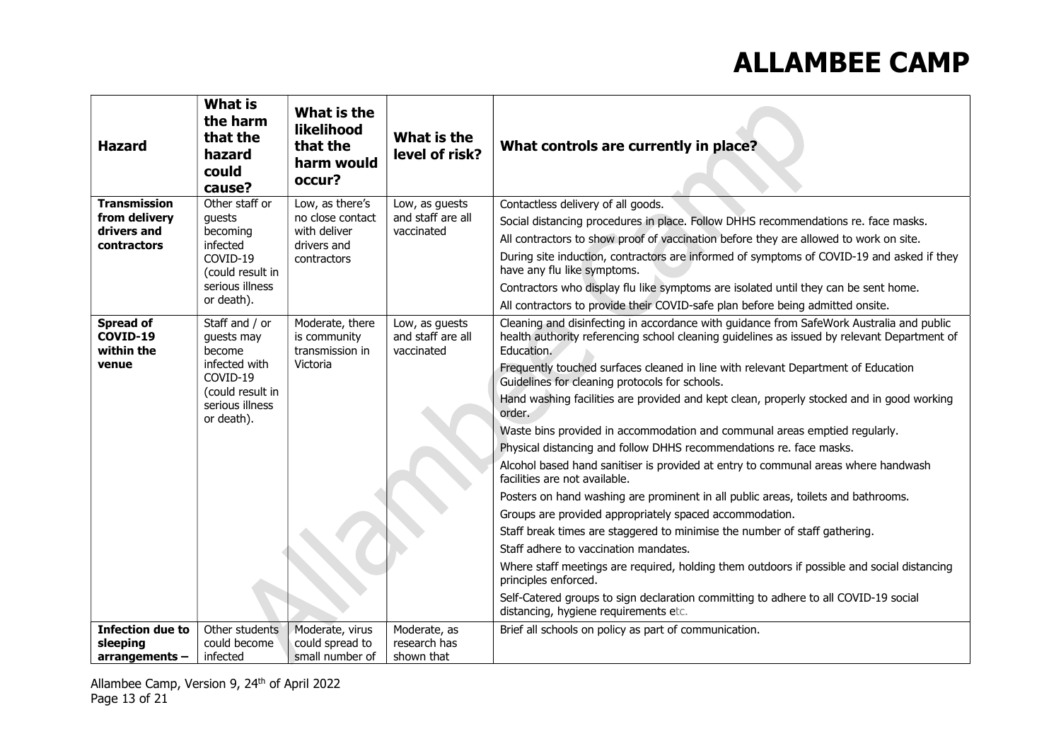| Hazard | What is the harm that the hazard could cause? | What is the likelihood that the harm would occur? | What is the level of risk? | What controls are currently in place? |
|---|---|---|---|---|
| **Transmission from delivery drivers and contractors** | Other staff or guests becoming infected COVID-19 (could result in serious illness or death). | Low, as there's no close contact with deliver drivers and contractors | Low, as guests and staff are all vaccinated | Contactless delivery of all goods.<br>Social distancing procedures in place. Follow DHHS recommendations re. face masks.<br>All contractors to show proof of vaccination before they are allowed to work on site.<br>During site induction, contractors are informed of symptoms of COVID-19 and asked if they have any flu like symptoms.<br>Contractors who display flu like symptoms are isolated until they can be sent home.<br>All contractors to provide their COVID-safe plan before being admitted onsite. |
| **Spread of COVID-19 within the venue** | Staff and / or guests may become infected with COVID-19 (could result in serious illness or death). | Moderate, there is community transmission in Victoria | Low, as guests and staff are all vaccinated | Cleaning and disinfecting in accordance with guidance from SafeWork Australia and public health authority referencing school cleaning guidelines as issued by relevant Department of Education.<br>Frequently touched surfaces cleaned in line with relevant Department of Education Guidelines for cleaning protocols for schools.<br>Hand washing facilities are provided and kept clean, properly stocked and in good working order.<br>Waste bins provided in accommodation and communal areas emptied regularly.<br>Physical distancing and follow DHHS recommendations re. face masks.<br>Alcohol based hand sanitiser is provided at entry to communal areas where handwash facilities are not available.<br>Posters on hand washing are prominent in all public areas, toilets and bathrooms.<br>Groups are provided appropriately spaced accommodation.<br>Staff break times are staggered to minimise the number of staff gathering.<br>Staff adhere to vaccination mandates.<br>Where staff meetings are required, holding them outdoors if possible and social distancing principles enforced.<br>Self-Catered groups to sign declaration committing to adhere to all COVID-19 social distancing, hygiene requirements etc. |
| **Infection due to sleeping arrangements –** | Other students could become infected | Moderate, virus could spread to small number of | Moderate, as research has shown that | Brief all schools on policy as part of communication. |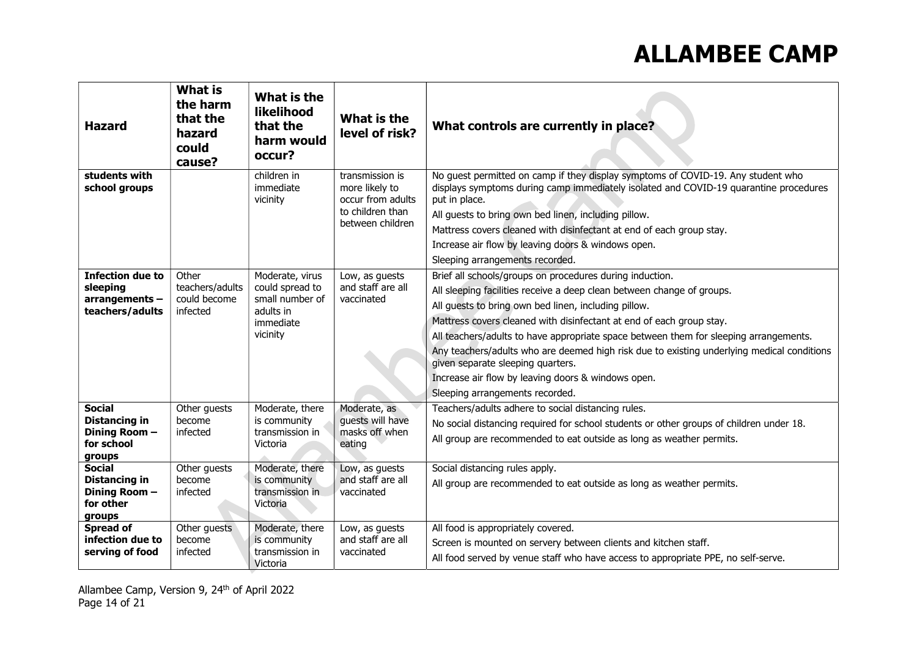| Hazard | What is the harm that the hazard could cause? | What is the likelihood that the harm would occur? | What is the level of risk? | What controls are currently in place? |
|---|---|---|---|---|
| **students with school groups** | | children in immediate vicinity | transmission is more likely to occur from adults to children than between children | No guest permitted on camp if they display symptoms of COVID-19. Any student who displays symptoms during camp immediately isolated and COVID-19 quarantine procedures put in place.<br>All guests to bring own bed linen, including pillow.<br>Mattress covers cleaned with disinfectant at end of each group stay.<br>Increase air flow by leaving doors & windows open.<br>Sleeping arrangements recorded. |
| **Infection due to sleeping arrangements – teachers/adults** | Other teachers/adults could become infected | Moderate, virus could spread to small number of adults in immediate vicinity | Low, as guests and staff are all vaccinated | Brief all schools/groups on procedures during induction.<br>All sleeping facilities receive a deep clean between change of groups.<br>All guests to bring own bed linen, including pillow.<br>Mattress covers cleaned with disinfectant at end of each group stay.<br>All teachers/adults to have appropriate space between them for sleeping arrangements.<br>Any teachers/adults who are deemed high risk due to existing underlying medical conditions given separate sleeping quarters.<br>Increase air flow by leaving doors & windows open.<br>Sleeping arrangements recorded. |
| **Social Distancing in Dining Room – for school groups** | Other guests become infected | Moderate, there is community transmission in Victoria | Moderate, as guests will have masks off when eating | Teachers/adults adhere to social distancing rules.<br>No social distancing required for school students or other groups of children under 18.<br>All group are recommended to eat outside as long as weather permits. |
| **Social Distancing in Dining Room – for other groups** | Other guests become infected | Moderate, there is community transmission in Victoria | Low, as guests and staff are all vaccinated | Social distancing rules apply.<br>All group are recommended to eat outside as long as weather permits. |
| **Spread of infection due to serving of food** | Other guests become infected | Moderate, there is community transmission in Victoria | Low, as guests and staff are all vaccinated | All food is appropriately covered.<br>Screen is mounted on servery between clients and kitchen staff.<br>All food served by venue staff who have access to appropriate PPE, no self-serve. |

Allambee Camp, Version 9, 24th of April 2022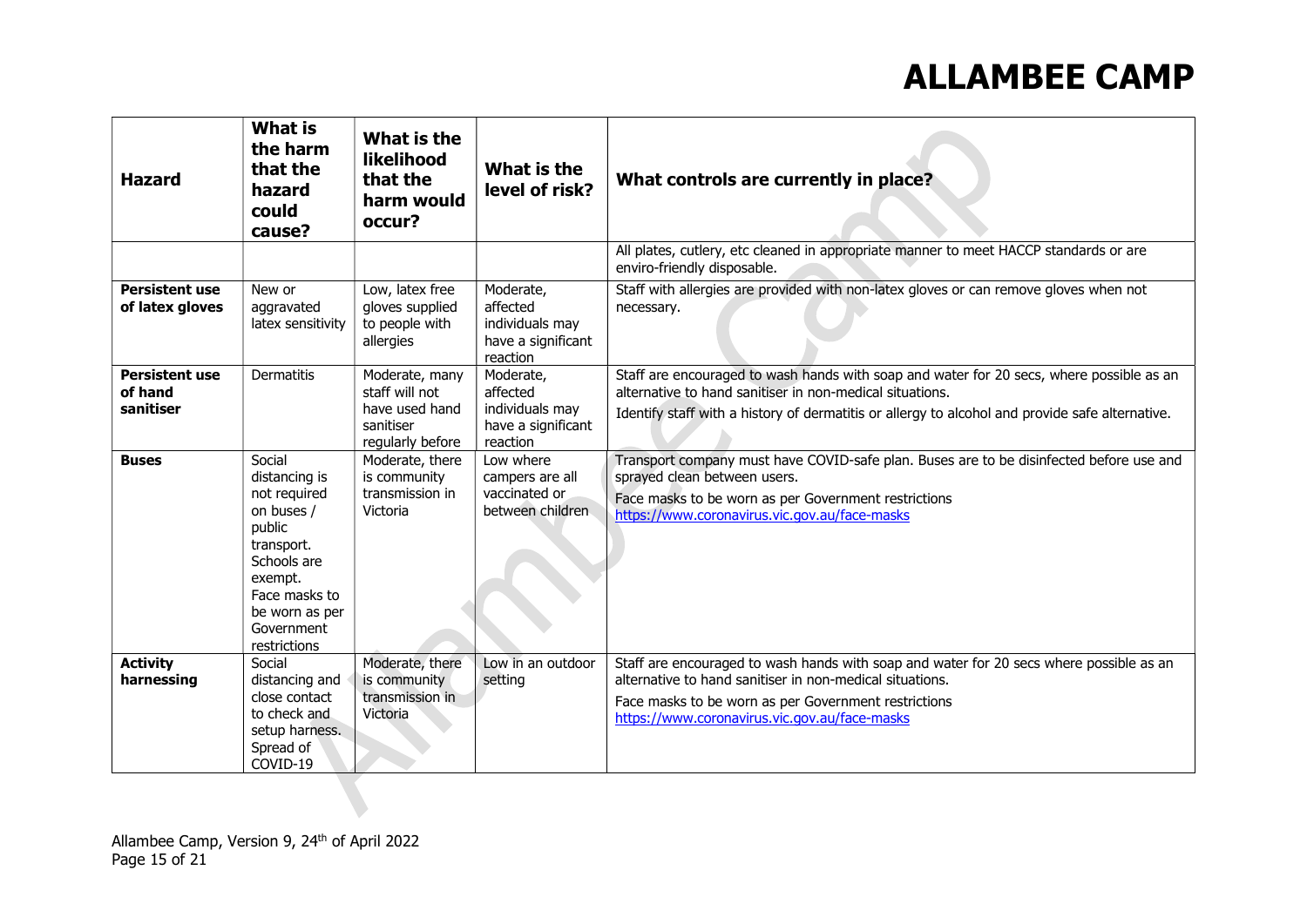| Hazard | What is the harm that the hazard could cause? | What is the likelihood that the harm would occur? | What is the level of risk? | What controls are currently in place? |
|---|---|---|---|---|
| | | | | All plates, cutlery, etc cleaned in appropriate manner to meet HACCP standards or are enviro-friendly disposable. |
| **Persistent use of latex gloves** | New or aggravated latex sensitivity | Low, latex free gloves supplied to people with allergies | Moderate, affected individuals may have a significant reaction | Staff with allergies are provided with non-latex gloves or can remove gloves when not necessary. |
| **Persistent use of hand sanitiser** | Dermatitis | Moderate, many staff will not have used hand sanitiser regularly before | Moderate, affected individuals may have a significant reaction | Staff are encouraged to wash hands with soap and water for 20 secs, where possible as an alternative to hand sanitiser in non-medical situations.<br>Identify staff with a history of dermatitis or allergy to alcohol and provide safe alternative. |
| **Buses** | Social distancing is not required on buses / public transport. Schools are exempt. Face masks to be worn as per Government restrictions | Moderate, there is community transmission in Victoria | Low where campers are all vaccinated or between children | Transport company must have COVID-safe plan. Buses are to be disinfected before use and sprayed clean between users.<br>Face masks to be worn as per Government restrictions https://www.coronavirus.vic.gov.au/face-masks |
| **Activity harnessing** | Social distancing and close contact to check and setup harness. Spread of COVID-19 | Moderate, there is community transmission in Victoria | Low in an outdoor setting | Staff are encouraged to wash hands with soap and water for 20 secs where possible as an alternative to hand sanitiser in non-medical situations.<br>Face masks to be worn as per Government restrictions https://www.coronavirus.vic.gov.au/face-masks |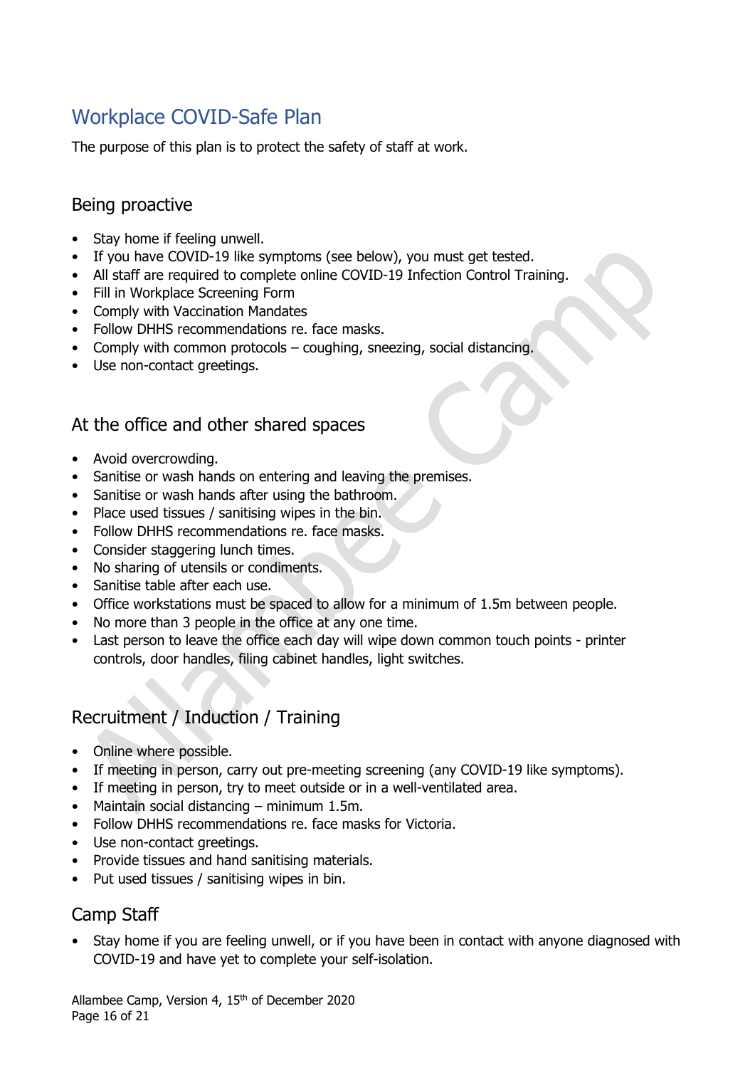# Workplace COVID-Safe Plan

The purpose of this plan is to protect the safety of staff at work.

## Being proactive

- Stay home if feeling unwell.
- If you have COVID-19 like symptoms (see below), you must get tested.
- All staff are required to complete online COVID-19 Infection Control Training.
- Fill in Workplace Screening Form
- Comply with Vaccination Mandates
- Follow DHHS recommendations re. face masks.
- Comply with common protocols – coughing, sneezing, social distancing.
- Use non-contact greetings.

## At the office and other shared spaces

- Avoid overcrowding.
- Sanitise or wash hands on entering and leaving the premises.
- Sanitise or wash hands after using the bathroom.
- Place used tissues / sanitising wipes in the bin.
- Follow DHHS recommendations re. face masks.
- Consider staggering lunch times.
- No sharing of utensils or condiments.
- Sanitise table after each use.
- Office workstations must be spaced to allow for a minimum of 1.5m between people.
- No more than 3 people in the office at any one time.
- Last person to leave the office each day will wipe down common touch points - printer controls, door handles, filing cabinet handles, light switches.

## Recruitment / Induction / Training

- Online where possible.
- If meeting in person, carry out pre-meeting screening (any COVID-19 like symptoms).
- If meeting in person, try to meet outside or in a well-ventilated area.
- Maintain social distancing – minimum 1.5m.
- Follow DHHS recommendations re. face masks for Victoria.
- Use non-contact greetings.
- Provide tissues and hand sanitising materials.
- Put used tissues / sanitising wipes in bin.

## Camp Staff

- Stay home if you are feeling unwell, or if you have been in contact with anyone diagnosed with COVID-19 and have yet to complete your self-isolation.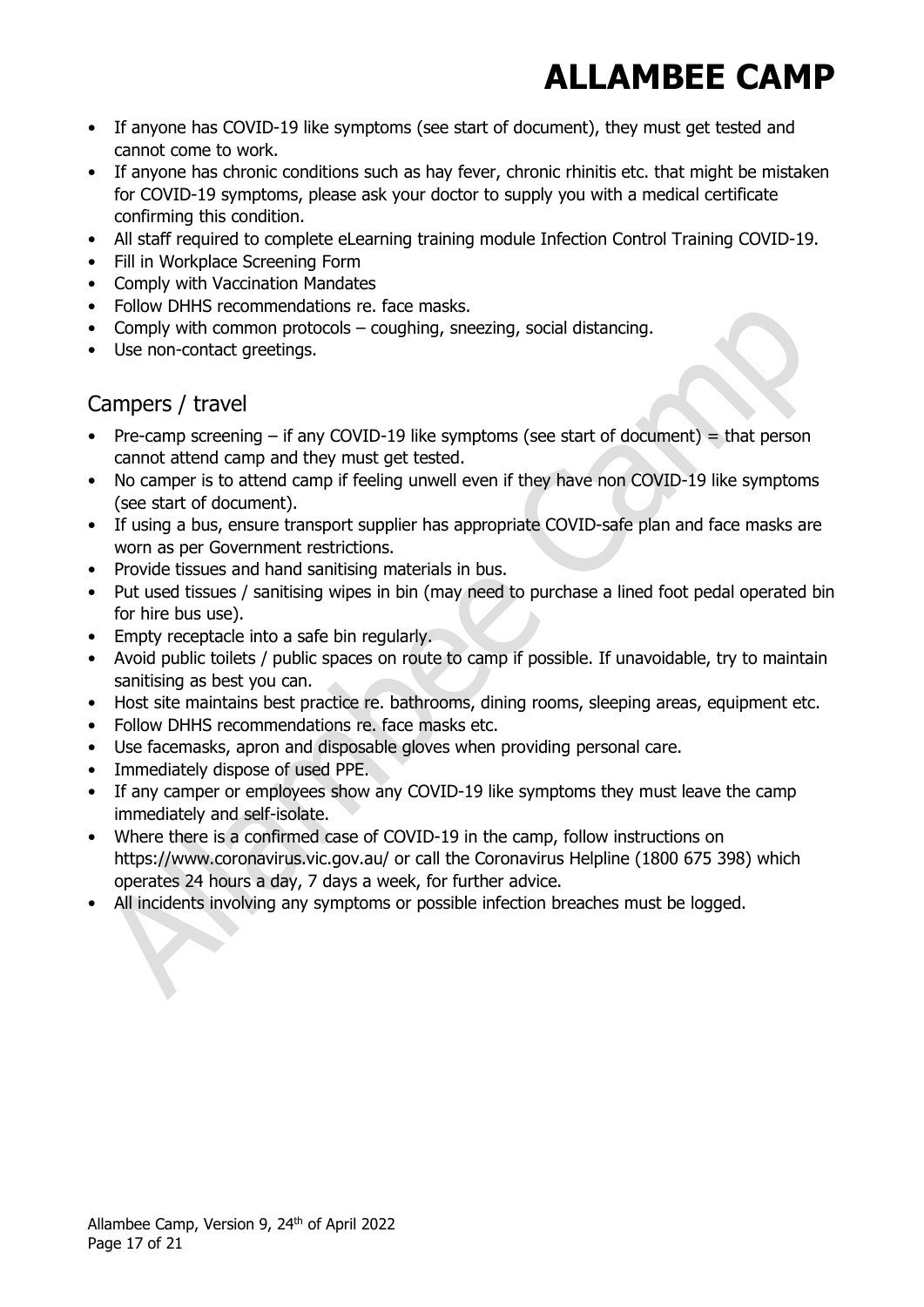- If anyone has COVID-19 like symptoms (see start of document), they must get tested and cannot come to work.
- If anyone has chronic conditions such as hay fever, chronic rhinitis etc. that might be mistaken for COVID-19 symptoms, please ask your doctor to supply you with a medical certificate confirming this condition.
- All staff required to complete eLearning training module Infection Control Training COVID-19.
- Fill in Workplace Screening Form
- Comply with Vaccination Mandates
- Follow DHHS recommendations re. face masks.
- Comply with common protocols – coughing, sneezing, social distancing.
- Use non-contact greetings.

## Campers / travel

- Pre-camp screening – if any COVID-19 like symptoms (see start of document) = that person cannot attend camp and they must get tested.
- No camper is to attend camp if feeling unwell even if they have non COVID-19 like symptoms (see start of document).
- If using a bus, ensure transport supplier has appropriate COVID-safe plan and face masks are worn as per Government restrictions.
- Provide tissues and hand sanitising materials in bus.
- Put used tissues / sanitising wipes in bin (may need to purchase a lined foot pedal operated bin for hire bus use).
- Empty receptacle into a safe bin regularly.
- Avoid public toilets / public spaces on route to camp if possible. If unavoidable, try to maintain sanitising as best you can.
- Host site maintains best practice re. bathrooms, dining rooms, sleeping areas, equipment etc.
- Follow DHHS recommendations re. face masks etc.
- Use facemasks, apron and disposable gloves when providing personal care.
- Immediately dispose of used PPE.
- If any camper or employees show any COVID-19 like symptoms they must leave the camp immediately and self-isolate.
- Where there is a confirmed case of COVID-19 in the camp, follow instructions on https://www.coronavirus.vic.gov.au/ or call the Coronavirus Helpline (1800 675 398) which operates 24 hours a day, 7 days a week, for further advice.
- All incidents involving any symptoms or possible infection breaches must be logged.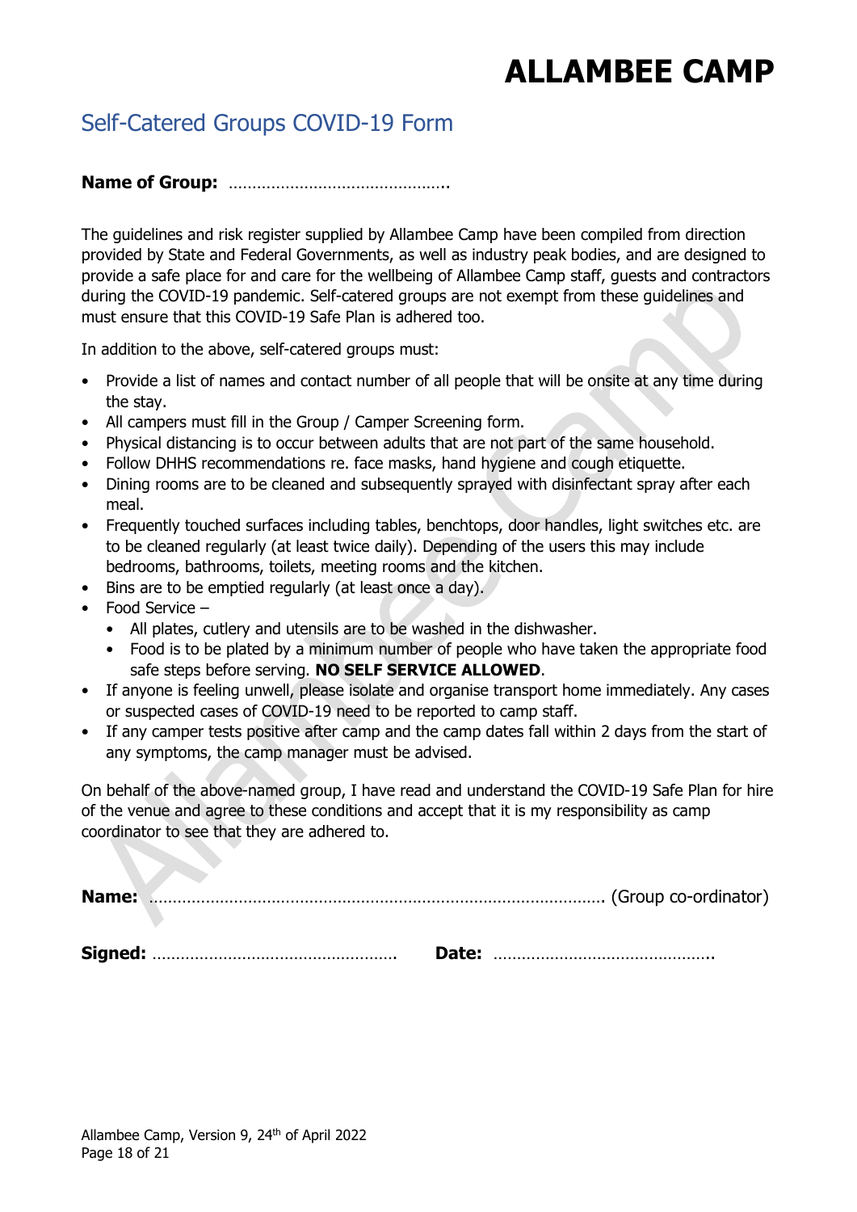# ALLAMBEE CAMP

## Self-Catered Groups COVID-19 Form

**Name of Group:** ……………………………………….

The guidelines and risk register supplied by Allambee Camp have been compiled from direction provided by State and Federal Governments, as well as industry peak bodies, and are designed to provide a safe place for and care for the wellbeing of Allambee Camp staff, guests and contractors during the COVID-19 pandemic. Self-catered groups are not exempt from these guidelines and must ensure that this COVID-19 Safe Plan is adhered too.

In addition to the above, self-catered groups must:

- Provide a list of names and contact number of all people that will be onsite at any time during the stay.
- All campers must fill in the Group / Camper Screening form.
- Physical distancing is to occur between adults that are not part of the same household.
- Follow DHHS recommendations re. face masks, hand hygiene and cough etiquette.
- Dining rooms are to be cleaned and subsequently sprayed with disinfectant spray after each meal.
- Frequently touched surfaces including tables, benchtops, door handles, light switches etc. are to be cleaned regularly (at least twice daily). Depending of the users this may include bedrooms, bathrooms, toilets, meeting rooms and the kitchen.
- Bins are to be emptied regularly (at least once a day).
- Food Service –
  - All plates, cutlery and utensils are to be washed in the dishwasher.
  - Food is to be plated by a minimum number of people who have taken the appropriate food safe steps before serving. **NO SELF SERVICE ALLOWED**.
- If anyone is feeling unwell, please isolate and organise transport home immediately. Any cases or suspected cases of COVID-19 need to be reported to camp staff.
- If any camper tests positive after camp and the camp dates fall within 2 days from the start of any symptoms, the camp manager must be advised.

On behalf of the above-named group, I have read and understand the COVID-19 Safe Plan for hire of the venue and agree to these conditions and accept that it is my responsibility as camp coordinator to see that they are adhered to.

**Name:** ……………………………………………………………………………………. (Group co-ordinator)

**Signed:** …………………………………………… **Date:** ……………………………………….

Allambee Camp, Version 9, 24th of April 2022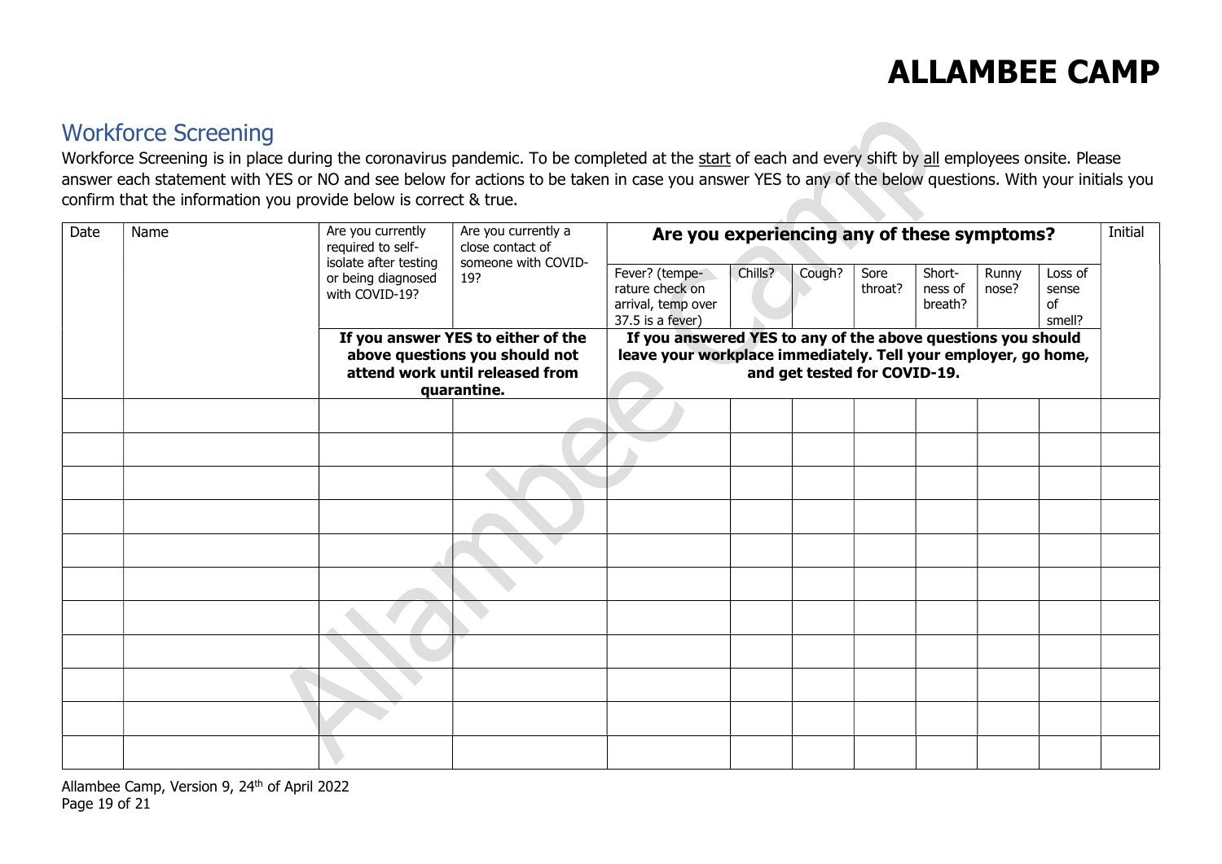# ALLAMBEE CAMP

## Workforce Screening

Workforce Screening is in place during the coronavirus pandemic. To be completed at the start of each and every shift by all employees onsite. Please answer each statement with YES or NO and see below for actions to be taken in case you answer YES to any of the below questions. With your initials you confirm that the information you provide below is correct & true.

| Date | Name | Are you currently required to self-isolate after testing or being diagnosed with COVID-19? | Are you currently a close contact of someone with COVID-19? | **Are you experiencing any of these symptoms?** | | | | | | | Initial |
|---|---|---|---|---|---|---|---|---|---|---|---|
| | | | | Fever? (temperature check on arrival, temp over 37.5 is a fever) | Chills? | Cough? | Sore throat? | Shortness of breath? | Runny nose? | Loss of sense of smell? | |
| | | **If you answer YES to either of the above questions you should not attend work until released from quarantine.** | | **If you answered YES to any of the above questions you should leave your workplace immediately. Tell your employer, go home, and get tested for COVID-19.** | | | | | | | |
| | | | | | | | | | | | |
| | | | | | | | | | | | |
| | | | | | | | | | | | |
| | | | | | | | | | | | |
| | | | | | | | | | | | |
| | | | | | | | | | | | |
| | | | | | | | | | | | |
| | | | | | | | | | | | |
| | | | | | | | | | | | |
| | | | | | | | | | | | |
| | | | | | | | | | | | |

Allambee Camp, Version 9, 24th of April 2022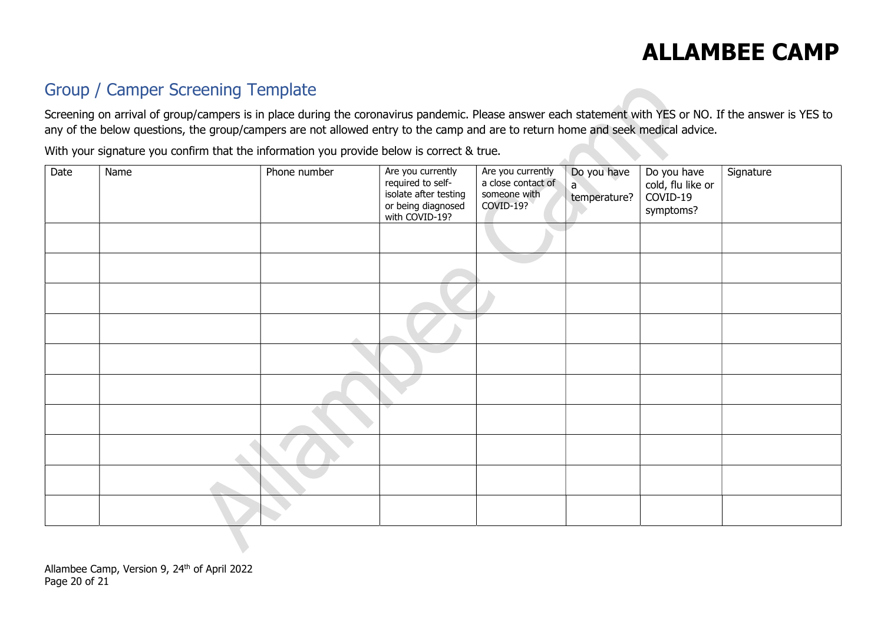## ALLAMBEE CAMP

## Group / Camper Screening Template

Screening on arrival of group/campers is in place during the coronavirus pandemic. Please answer each statement with YES or NO. If the answer is YES to any of the below questions, the group/campers are not allowed entry to the camp and are to return home and seek medical advice.

With your signature you confirm that the information you provide below is correct & true.

| Date | Name | Phone number | Are you currently required to self-isolate after testing or being diagnosed with COVID-19? | Are you currently a close contact of someone with COVID-19? | Do you have a temperature? | Do you have cold, flu like or COVID-19 symptoms? | Signature |
|---|---|---|---|---|---|---|---|
| | | | | | | | |
| | | | | | | | |
| | | | | | | | |
| | | | | | | | |
| | | | | | | | |
| | | | | | | | |
| | | | | | | | |
| | | | | | | | |
| | | | | | | | |
| | | | | | | | |

Allambee Camp, Version 9, 24th of April 2022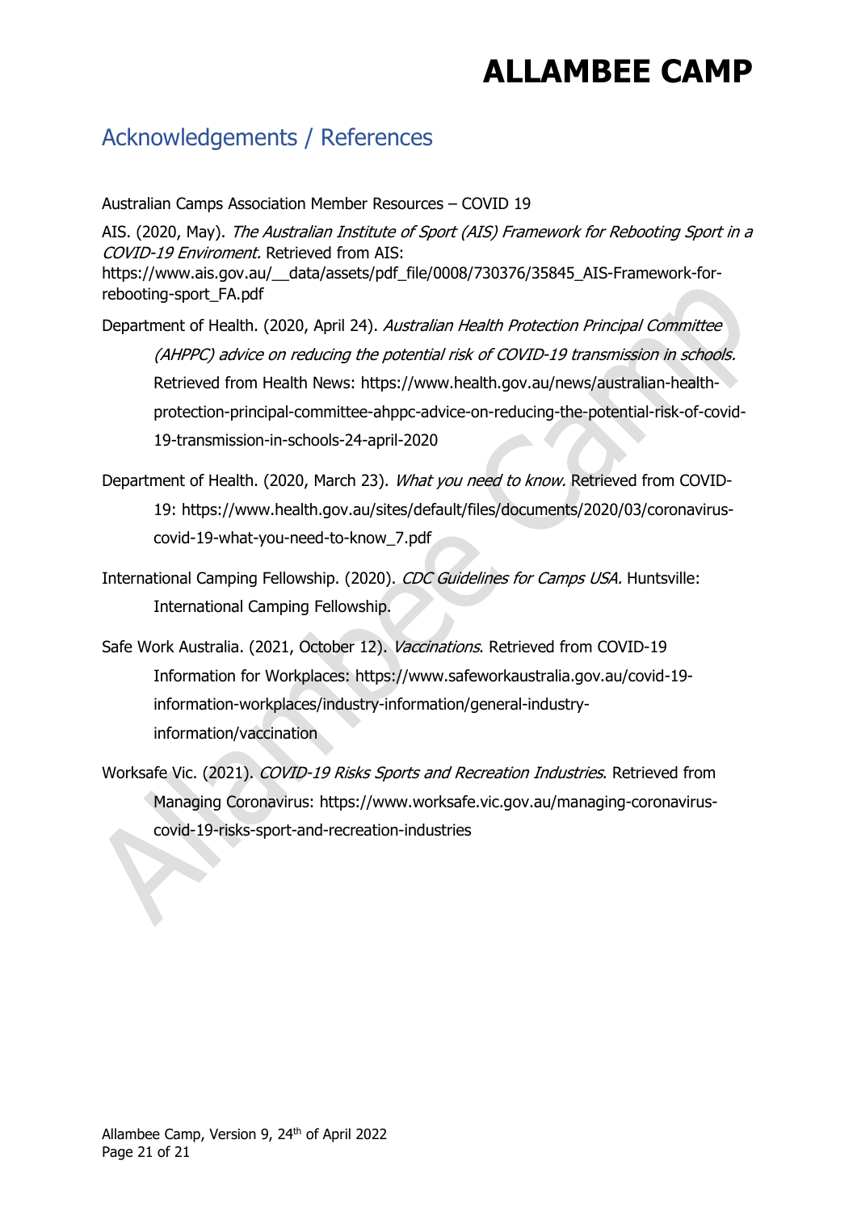## Acknowledgements / References

Australian Camps Association Member Resources – COVID 19

AIS. (2020, May). *The Australian Institute of Sport (AIS) Framework for Rebooting Sport in a COVID-19 Enviroment.* Retrieved from AIS: https://www.ais.gov.au/__data/assets/pdf_file/0008/730376/35845_AIS-Framework-for-rebooting-sport_FA.pdf

Department of Health. (2020, April 24). *Australian Health Protection Principal Committee (AHPPC) advice on reducing the potential risk of COVID-19 transmission in schools.* Retrieved from Health News: https://www.health.gov.au/news/australian-health-protection-principal-committee-ahppc-advice-on-reducing-the-potential-risk-of-covid-19-transmission-in-schools-24-april-2020

Department of Health. (2020, March 23). *What you need to know.* Retrieved from COVID-19: https://www.health.gov.au/sites/default/files/documents/2020/03/coronavirus-covid-19-what-you-need-to-know_7.pdf

International Camping Fellowship. (2020). *CDC Guidelines for Camps USA.* Huntsville: International Camping Fellowship.

Safe Work Australia. (2021, October 12). *Vaccinations*. Retrieved from COVID-19 Information for Workplaces: https://www.safeworkaustralia.gov.au/covid-19-information-workplaces/industry-information/general-industry-information/vaccination

Worksafe Vic. (2021). *COVID-19 Risks Sports and Recreation Industries*. Retrieved from Managing Coronavirus: https://www.worksafe.vic.gov.au/managing-coronavirus-covid-19-risks-sport-and-recreation-industries